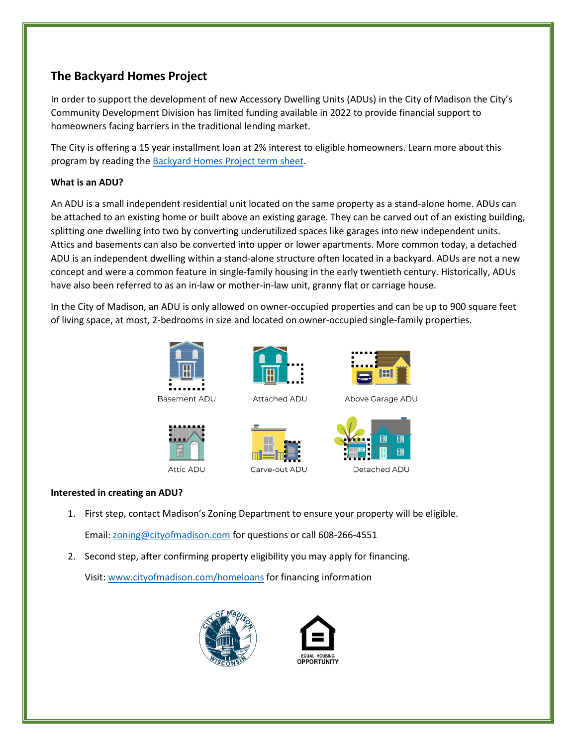## The Backyard Homes Project

In order to support the development of new Accessory Dwelling Units (ADUs) in the City of Madison the City's Community Development Division has limited funding available in 2022 to provide financial support to homeowners facing barriers in the traditional lending market.

The City is offering a 15 year installment loan at 2% interest to eligible homeowners. Learn more about this program by reading the [Backyard Homes Project term sheet](Backyard Homes Project term sheet).

**What is an ADU?**

An ADU is a small independent residential unit located on the same property as a stand-alone home. ADUs can be attached to an existing home or built above an existing garage. They can be carved out of an existing building, splitting one dwelling into two by converting underutilized spaces like garages into new independent units. Attics and basements can also be converted into upper or lower apartments. More common today, a detached ADU is an independent dwelling within a stand-alone structure often located in a backyard. ADUs are not a new concept and were a common feature in single-family housing in the early twentieth century. Historically, ADUs have also been referred to as an in-law or mother-in-law unit, granny flat or carriage house.

In the City of Madison, an ADU is only allowed on owner-occupied properties and can be up to 900 square feet of living space, at most, 2-bedrooms in size and located on owner-occupied single-family properties.

Basement ADU — Attached ADU — Above Garage ADU

Attic ADU — Carve-out ADU — Detached ADU

**Interested in creating an ADU?**

1. First step, contact Madison's Zoning Department to ensure your property will be eligible.

   Email: zoning@cityofmadison.com for questions or call 608-266-4551

2. Second step, after confirming property eligibility you may apply for financing.

   Visit: www.cityofmadison.com/homeloans for financing information

EQUAL HOUSING OPPORTUNITY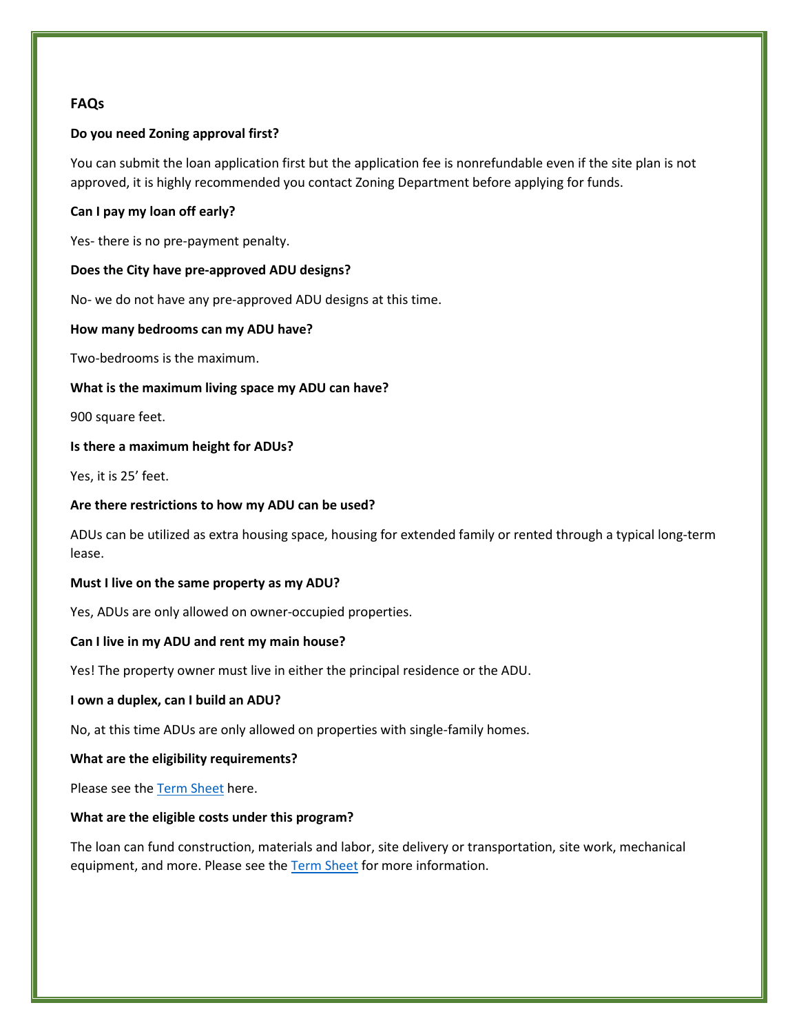## FAQs

**Do you need Zoning approval first?**

You can submit the loan application first but the application fee is nonrefundable even if the site plan is not approved, it is highly recommended you contact Zoning Department before applying for funds.

**Can I pay my loan off early?**

Yes- there is no pre-payment penalty.

**Does the City have pre-approved ADU designs?**

No- we do not have any pre-approved ADU designs at this time.

**How many bedrooms can my ADU have?**

Two-bedrooms is the maximum.

**What is the maximum living space my ADU can have?**

900 square feet.

**Is there a maximum height for ADUs?**

Yes, it is 25' feet.

**Are there restrictions to how my ADU can be used?**

ADUs can be utilized as extra housing space, housing for extended family or rented through a typical long-term lease.

**Must I live on the same property as my ADU?**

Yes, ADUs are only allowed on owner-occupied properties.

**Can I live in my ADU and rent my main house?**

Yes! The property owner must live in either the principal residence or the ADU.

**I own a duplex, can I build an ADU?**

No, at this time ADUs are only allowed on properties with single-family homes.

**What are the eligibility requirements?**

Please see the Term Sheet here.

**What are the eligible costs under this program?**

The loan can fund construction, materials and labor, site delivery or transportation, site work, mechanical equipment, and more. Please see the Term Sheet for more information.